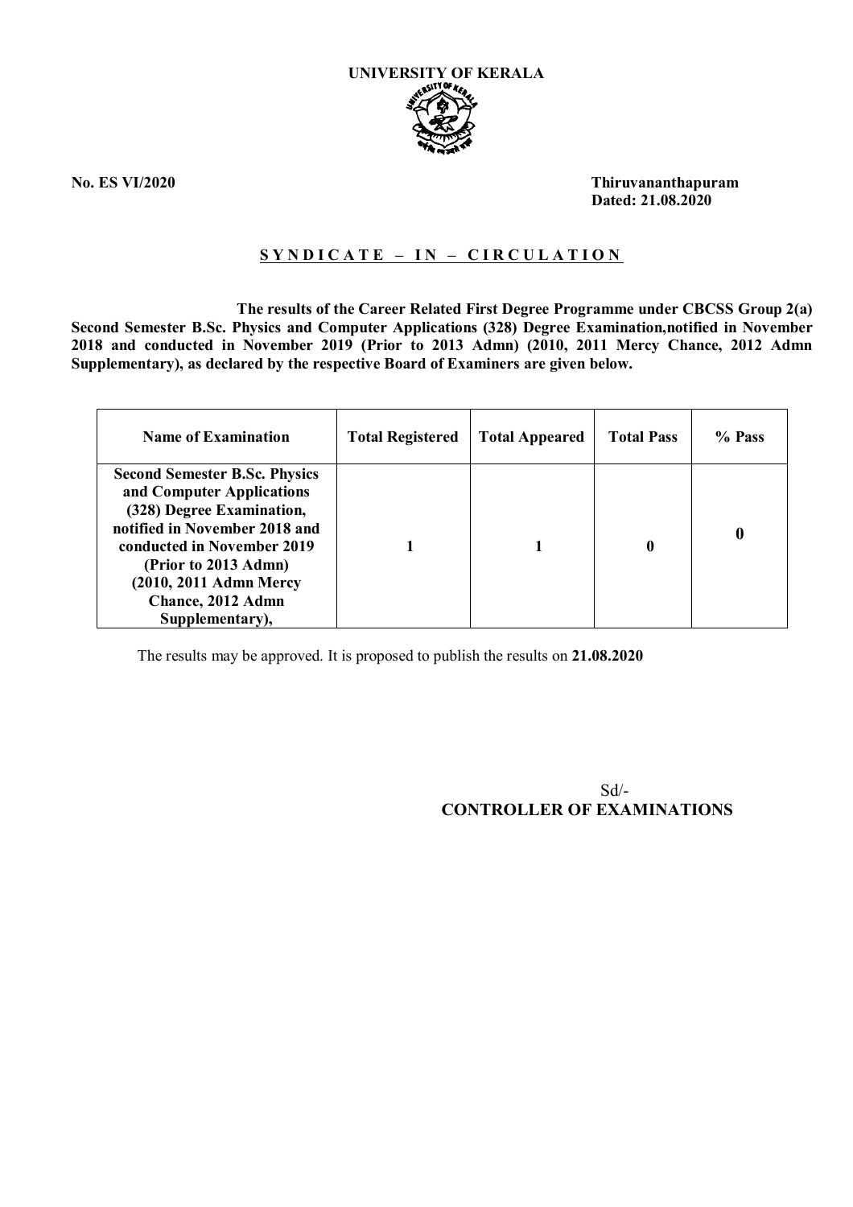**UNIVERSITY OF KERALA**

**No. ES VI/2020**

**Thiruvananthapuram**
**Dated: 21.08.2020**

## S Y N D I C A T E – I N – C I R C U L A T I O N

**The results of the Career Related First Degree Programme under CBCSS Group 2(a) Second Semester B.Sc. Physics and Computer Applications (328) Degree Examination,notified in November 2018 and conducted in November 2019 (Prior to 2013 Admn) (2010, 2011 Mercy Chance, 2012 Admn Supplementary), as declared by the respective Board of Examiners are given below.**

| Name of Examination | Total Registered | Total Appeared | Total Pass | % Pass |
|---|---|---|---|---|
| **Second Semester B.Sc. Physics and Computer Applications (328) Degree Examination, notified in November 2018 and conducted in November 2019 (Prior to 2013 Admn) (2010, 2011 Admn Mercy Chance, 2012 Admn Supplementary),** | **1** | **1** | **0** | **0** |

The results may be approved. It is proposed to publish the results on **21.08.2020**

Sd/-
**CONTROLLER OF EXAMINATIONS**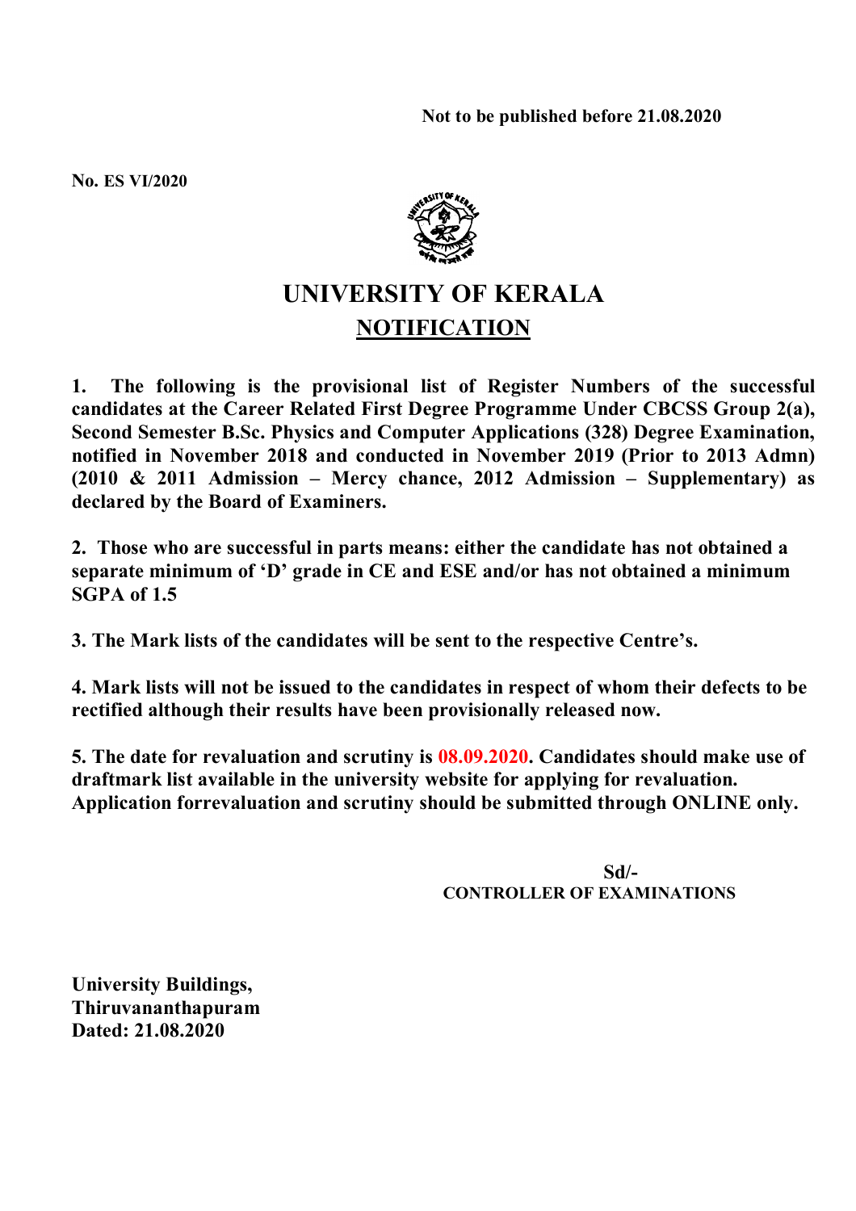**Not to be published before 21.08.2020**

**No. ES VI/2020**

# UNIVERSITY OF KERALA

## NOTIFICATION

**1. The following is the provisional list of Register Numbers of the successful candidates at the Career Related First Degree Programme Under CBCSS Group 2(a), Second Semester B.Sc. Physics and Computer Applications (328) Degree Examination, notified in November 2018 and conducted in November 2019 (Prior to 2013 Admn) (2010 & 2011 Admission – Mercy chance, 2012 Admission – Supplementary) as declared by the Board of Examiners.**

**2. Those who are successful in parts means: either the candidate has not obtained a separate minimum of 'D' grade in CE and ESE and/or has not obtained a minimum SGPA of 1.5**

**3. The Mark lists of the candidates will be sent to the respective Centre's.**

**4. Mark lists will not be issued to the candidates in respect of whom their defects to be rectified although their results have been provisionally released now.**

**5. The date for revaluation and scrutiny is 08.09.2020. Candidates should make use of draftmark list available in the university website for applying for revaluation. Application forrevaluation and scrutiny should be submitted through ONLINE only.**

**Sd/-**
**CONTROLLER OF EXAMINATIONS**

**University Buildings,**
**Thiruvananthapuram**
**Dated: 21.08.2020**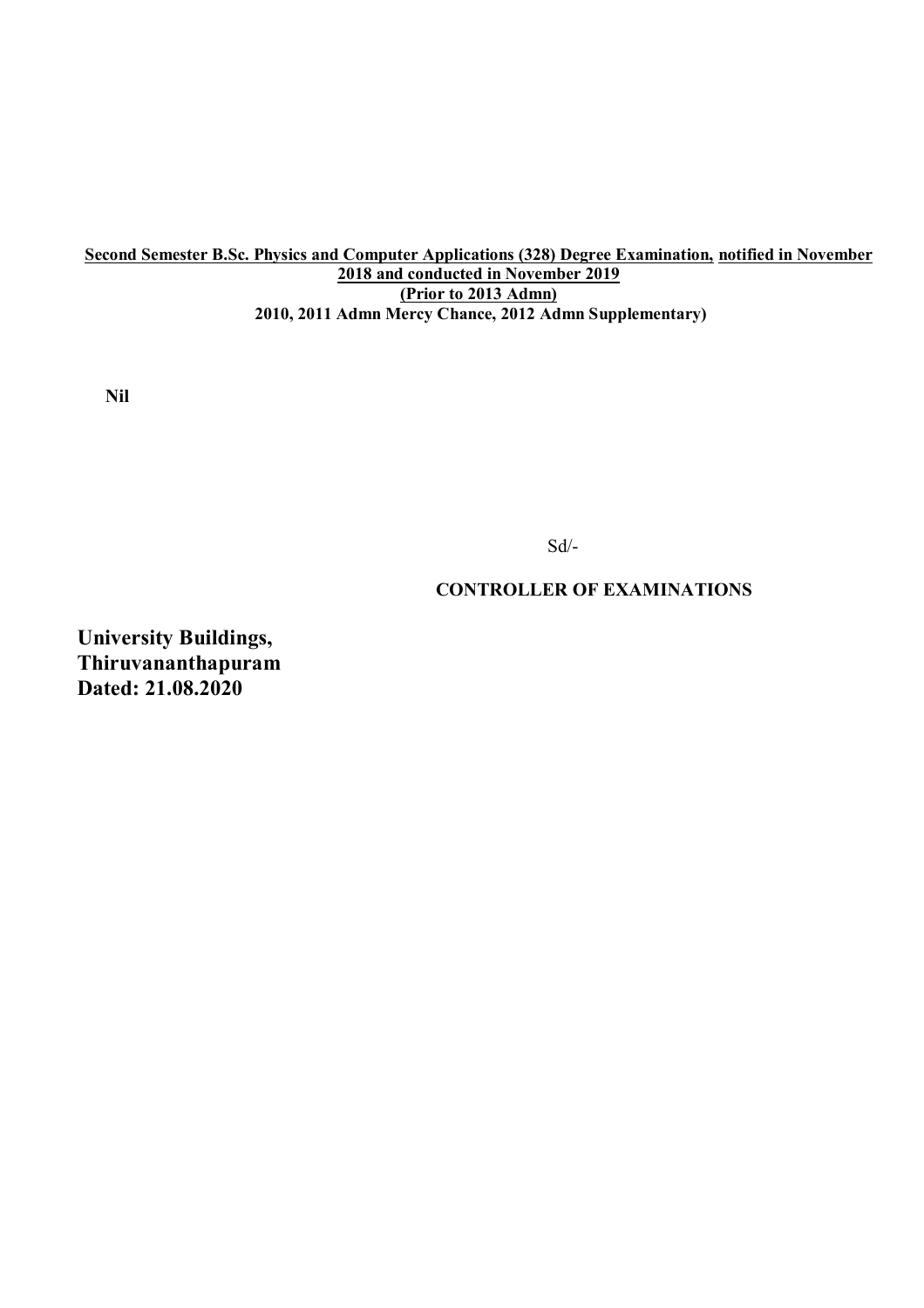**Second Semester B.Sc. Physics and Computer Applications (328) Degree Examination, notified in November 2018 and conducted in November 2019**
**(Prior to 2013 Admn)**
**2010, 2011 Admn Mercy Chance, 2012 Admn Supplementary)**

**Nil**

Sd/-

**CONTROLLER OF EXAMINATIONS**

**University Buildings,**
**Thiruvananthapuram**
**Dated: 21.08.2020**